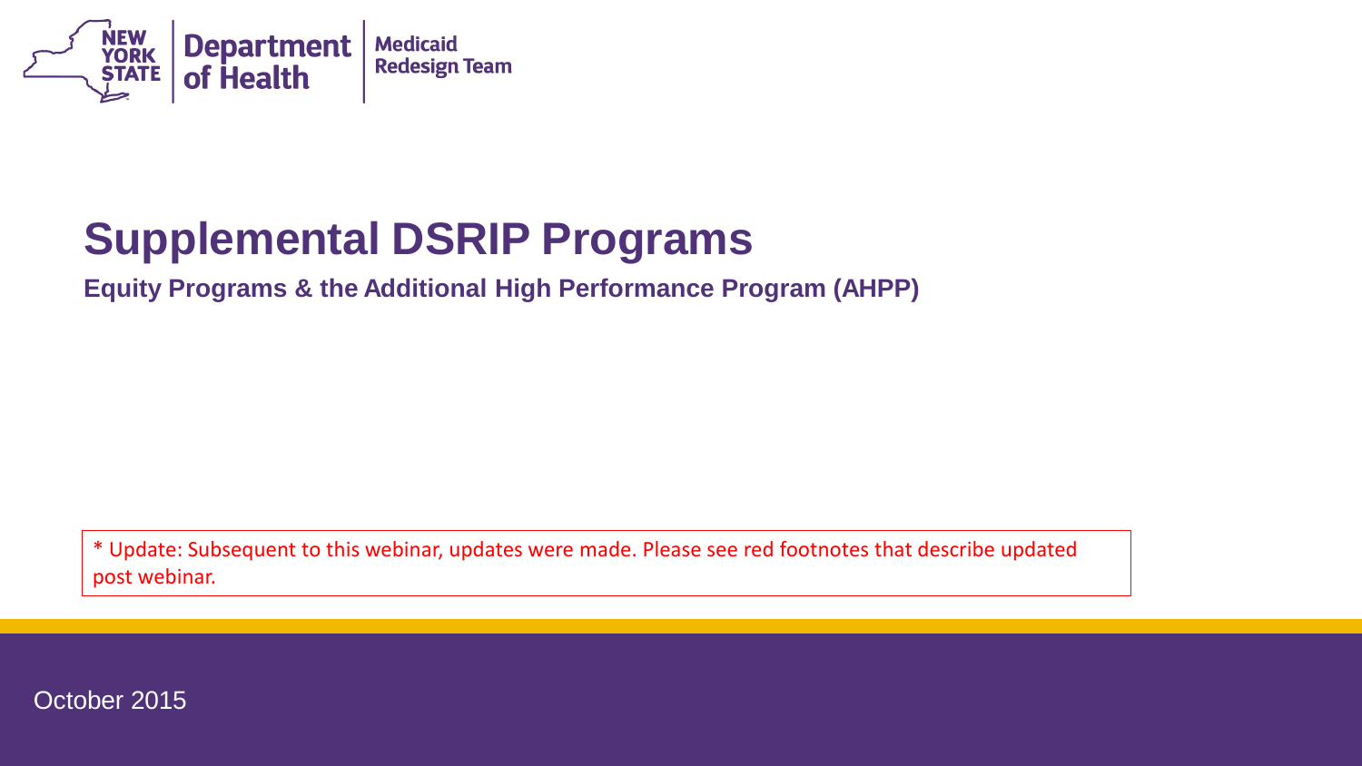NEW YORK STATE | Department of Health | Medicaid Redesign Team

# Supplemental DSRIP Programs

**Equity Programs & the Additional High Performance Program (AHPP)**

* Update: Subsequent to this webinar, updates were made. Please see red footnotes that describe updated post webinar.

October 2015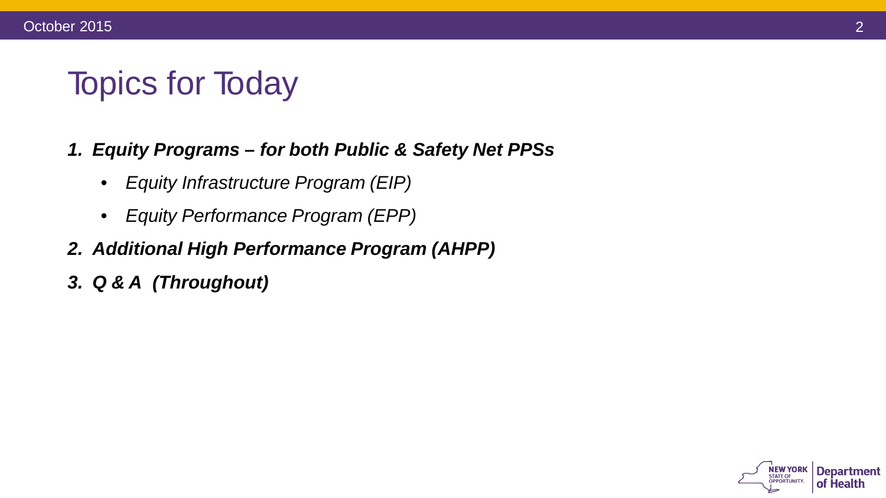# Topics for Today

1. ***Equity Programs – for both Public & Safety Net PPSs***
    - *Equity Infrastructure Program (EIP)*
    - *Equity Performance Program (EPP)*
2. ***Additional High Performance Program (AHPP)***
3. ***Q & A (Throughout)***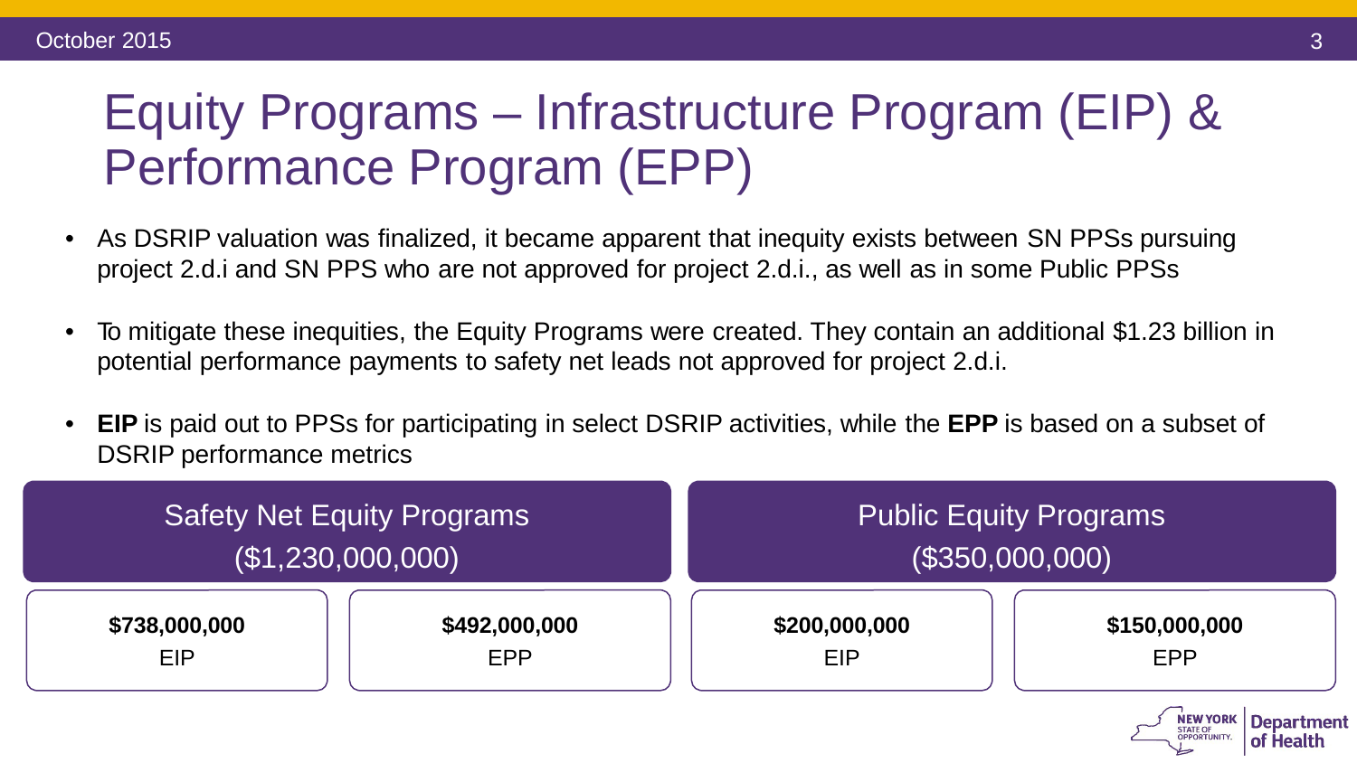# Equity Programs – Infrastructure Program (EIP) & Performance Program (EPP)

- As DSRIP valuation was finalized, it became apparent that inequity exists between SN PPSs pursuing project 2.d.i and SN PPS who are not approved for project 2.d.i., as well as in some Public PPSs
- To mitigate these inequities, the Equity Programs were created. They contain an additional $1.23 billion in potential performance payments to safety net leads not approved for project 2.d.i.
- **EIP** is paid out to PPSs for participating in select DSRIP activities, while the **EPP** is based on a subset of DSRIP performance metrics

| Safety Net Equity Programs ($1,230,000,000) | | Public Equity Programs ($350,000,000) | |
|---|---|---|---|
| **$738,000,000** EIP | **$492,000,000** EPP | **$200,000,000** EIP | **$150,000,000** EPP |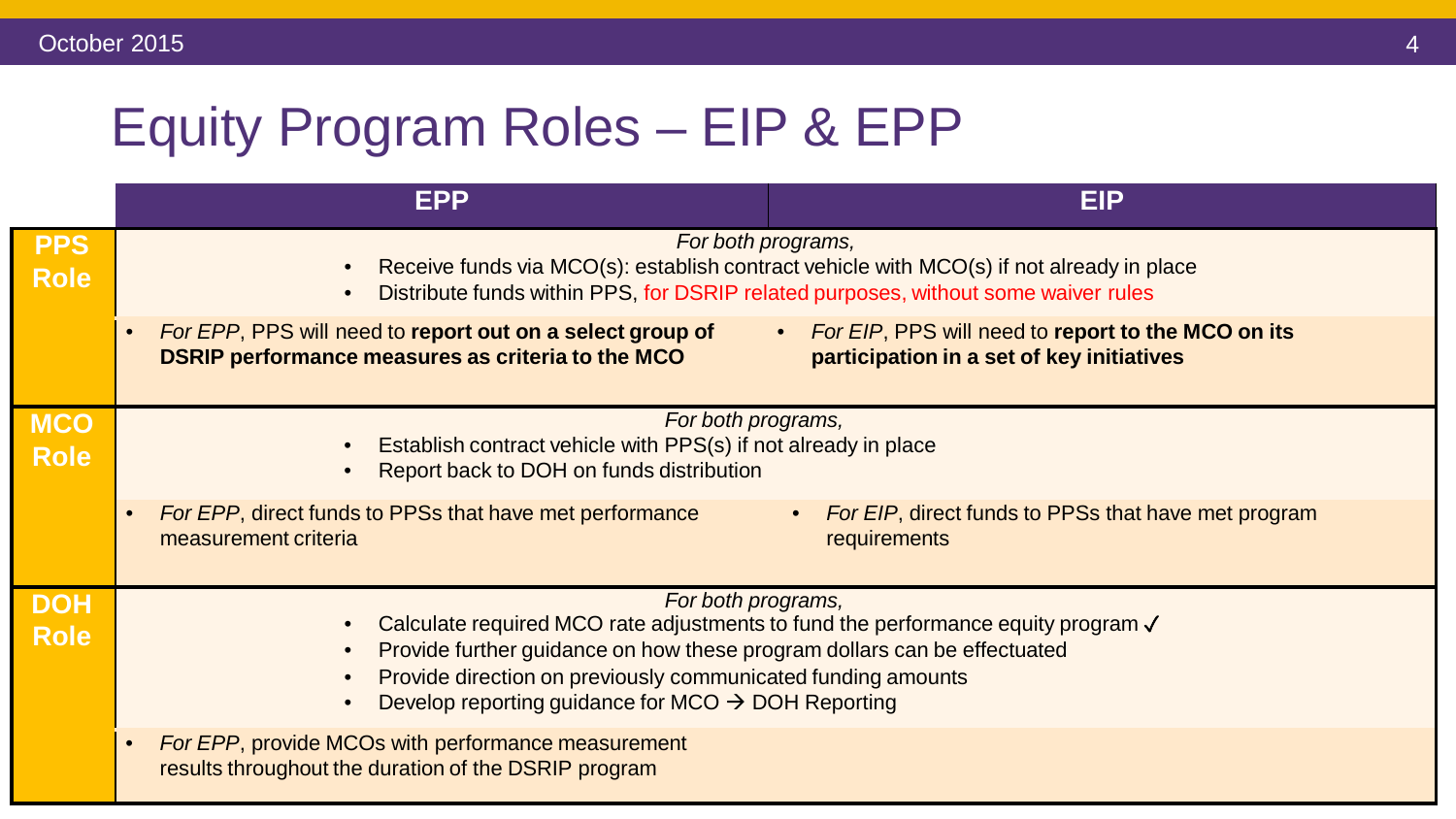# Equity Program Roles – EIP & EPP

| | EPP | EIP |
|---|---|---|
| **PPS Role** | *For both programs,*<br>• Receive funds via MCO(s): establish contract vehicle with MCO(s) if not already in place<br>• Distribute funds within PPS, for DSRIP related purposes, without some waiver rules | |
| | • *For EPP*, PPS will need to **report out on a select group of DSRIP performance measures as criteria to the MCO** | • *For EIP*, PPS will need to **report to the MCO on its participation in a set of key initiatives** |
| **MCO Role** | *For both programs,*<br>• Establish contract vehicle with PPS(s) if not already in place<br>• Report back to DOH on funds distribution | |
| | • *For EPP*, direct funds to PPSs that have met performance measurement criteria | • *For EIP*, direct funds to PPSs that have met program requirements |
| **DOH Role** | *For both programs,*<br>• Calculate required MCO rate adjustments to fund the performance equity program ✓<br>• Provide further guidance on how these program dollars can be effectuated<br>• Provide direction on previously communicated funding amounts<br>• Develop reporting guidance for MCO → DOH Reporting | |
| | • *For EPP*, provide MCOs with performance measurement results throughout the duration of the DSRIP program | |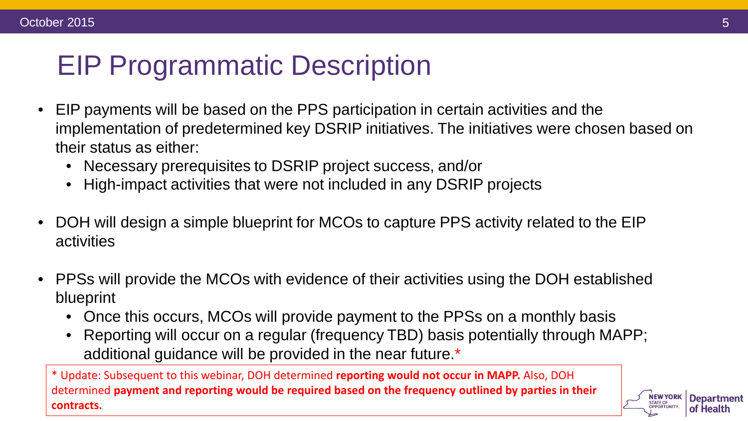# EIP Programmatic Description

- EIP payments will be based on the PPS participation in certain activities and the implementation of predetermined key DSRIP initiatives. The initiatives were chosen based on their status as either:
  - Necessary prerequisites to DSRIP project success, and/or
  - High-impact activities that were not included in any DSRIP projects
- DOH will design a simple blueprint for MCOs to capture PPS activity related to the EIP activities
- PPSs will provide the MCOs with evidence of their activities using the DOH established blueprint
  - Once this occurs, MCOs will provide payment to the PPSs on a monthly basis
  - Reporting will occur on a regular (frequency TBD) basis potentially through MAPP; additional guidance will be provided in the near future.*

* Update: Subsequent to this webinar, DOH determined **reporting would not occur in MAPP.** Also, DOH determined **payment and reporting would be required based on the frequency outlined by parties in their contracts.**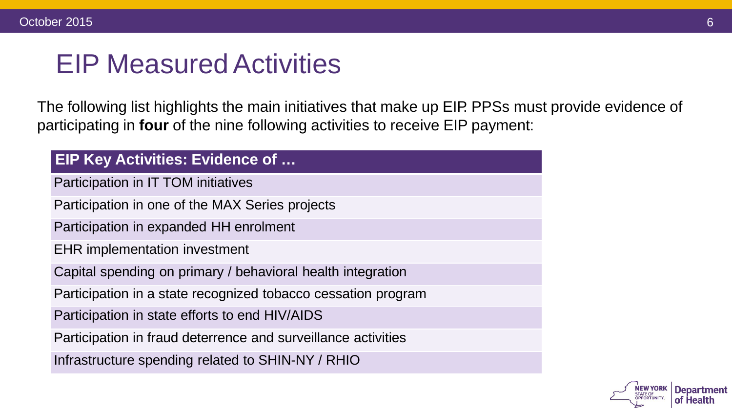# EIP Measured Activities

The following list highlights the main initiatives that make up EIP. PPSs must provide evidence of participating in **four** of the nine following activities to receive EIP payment:

| EIP Key Activities: Evidence of … |
| --- |
| Participation in IT TOM initiatives |
| Participation in one of the MAX Series projects |
| Participation in expanded HH enrolment |
| EHR implementation investment |
| Capital spending on primary / behavioral health integration |
| Participation in a state recognized tobacco cessation program |
| Participation in state efforts to end HIV/AIDS |
| Participation in fraud deterrence and surveillance activities |
| Infrastructure spending related to SHIN-NY / RHIO |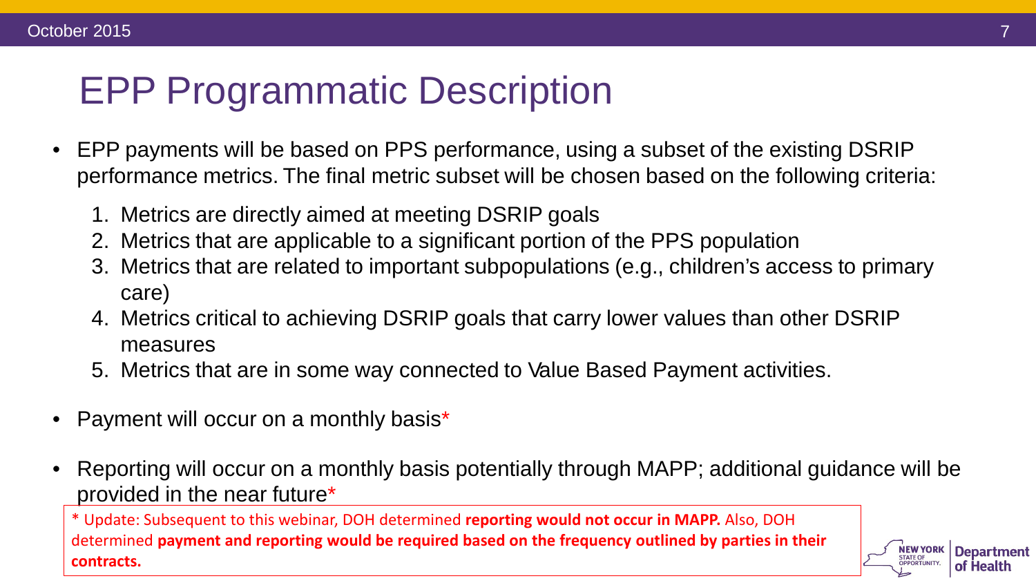# EPP Programmatic Description

- EPP payments will be based on PPS performance, using a subset of the existing DSRIP performance metrics. The final metric subset will be chosen based on the following criteria:
  1. Metrics are directly aimed at meeting DSRIP goals
  2. Metrics that are applicable to a significant portion of the PPS population
  3. Metrics that are related to important subpopulations (e.g., children's access to primary care)
  4. Metrics critical to achieving DSRIP goals that carry lower values than other DSRIP measures
  5. Metrics that are in some way connected to Value Based Payment activities.
- Payment will occur on a monthly basis*
- Reporting will occur on a monthly basis potentially through MAPP; additional guidance will be provided in the near future*

* Update: Subsequent to this webinar, DOH determined **reporting would not occur in MAPP.** Also, DOH determined **payment and reporting would be required based on the frequency outlined by parties in their contracts.**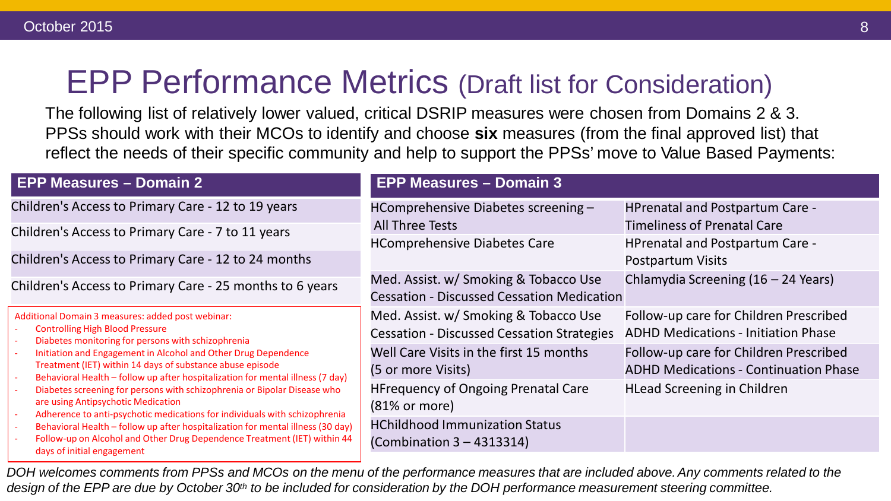# EPP Performance Metrics (Draft list for Consideration)

The following list of relatively lower valued, critical DSRIP measures were chosen from Domains 2 & 3. PPSs should work with their MCOs to identify and choose **six** measures (from the final approved list) that reflect the needs of their specific community and help to support the PPSs' move to Value Based Payments:

| EPP Measures – Domain 2 |
|---|
| Children's Access to Primary Care - 12 to 19 years |
| Children's Access to Primary Care - 7 to 11 years |
| Children's Access to Primary Care - 12 to 24 months |
| Children's Access to Primary Care - 25 months to 6 years |

Additional Domain 3 measures: added post webinar:

- Controlling High Blood Pressure
- Diabetes monitoring for persons with schizophrenia
- Initiation and Engagement in Alcohol and Other Drug Dependence Treatment (IET) within 14 days of substance abuse episode
- Behavioral Health – follow up after hospitalization for mental illness (7 day)
- Diabetes screening for persons with schizophrenia or Bipolar Disease who are using Antipsychotic Medication
- Adherence to anti-psychotic medications for individuals with schizophrenia
- Behavioral Health – follow up after hospitalization for mental illness (30 day)
- Follow-up on Alcohol and Other Drug Dependence Treatment (IET) within 44 days of initial engagement

| EPP Measures – Domain 3 | |
|---|---|
| HComprehensive Diabetes screening – All Three Tests | HPrenatal and Postpartum Care - Timeliness of Prenatal Care |
| HComprehensive Diabetes Care | HPrenatal and Postpartum Care - Postpartum Visits |
| Med. Assist. w/ Smoking & Tobacco Use Cessation - Discussed Cessation Medication | Chlamydia Screening (16 – 24 Years) |
| Med. Assist. w/ Smoking & Tobacco Use Cessation - Discussed Cessation Strategies | Follow-up care for Children Prescribed ADHD Medications - Initiation Phase |
| Well Care Visits in the first 15 months (5 or more Visits) | Follow-up care for Children Prescribed ADHD Medications - Continuation Phase |
| HFrequency of Ongoing Prenatal Care (81% or more) | HLead Screening in Children |
| HChildhood Immunization Status (Combination 3 – 4313314) | |

*DOH welcomes comments from PPSs and MCOs on the menu of the performance measures that are included above. Any comments related to the design of the EPP are due by October 30th to be included for consideration by the DOH performance measurement steering committee.*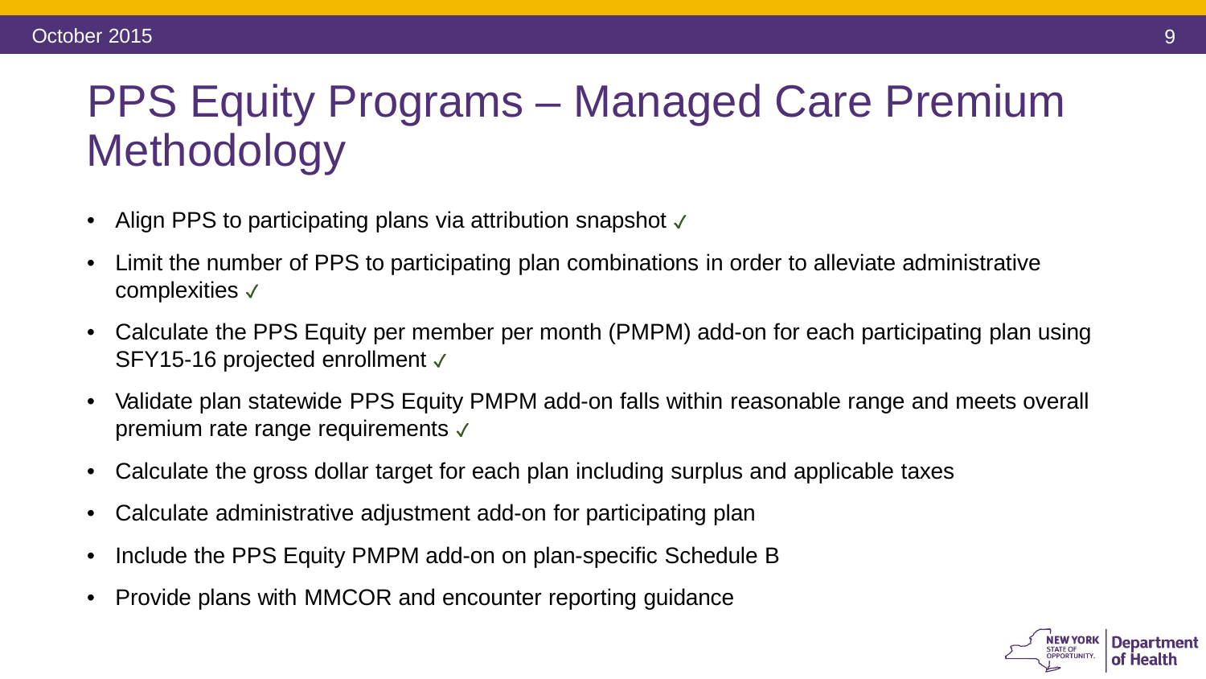# PPS Equity Programs – Managed Care Premium Methodology

- Align PPS to participating plans via attribution snapshot ✓
- Limit the number of PPS to participating plan combinations in order to alleviate administrative complexities ✓
- Calculate the PPS Equity per member per month (PMPM) add-on for each participating plan using SFY15-16 projected enrollment ✓
- Validate plan statewide PPS Equity PMPM add-on falls within reasonable range and meets overall premium rate range requirements ✓
- Calculate the gross dollar target for each plan including surplus and applicable taxes
- Calculate administrative adjustment add-on for participating plan
- Include the PPS Equity PMPM add-on on plan-specific Schedule B
- Provide plans with MMCOR and encounter reporting guidance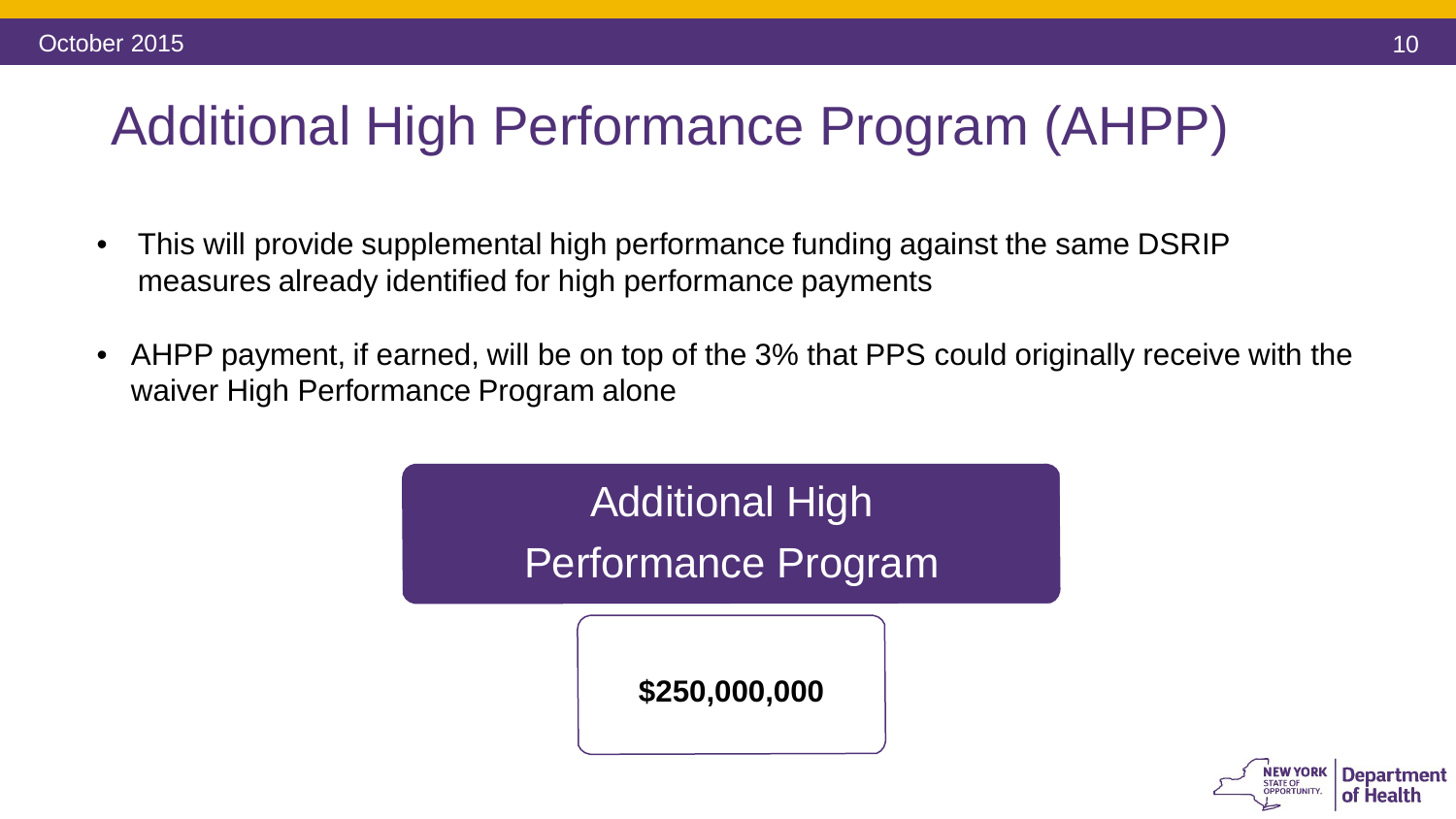# Additional High Performance Program (AHPP)

- This will provide supplemental high performance funding against the same DSRIP measures already identified for high performance payments
- AHPP payment, if earned, will be on top of the 3% that PPS could originally receive with the waiver High Performance Program alone

Additional High Performance Program

**$250,000,000**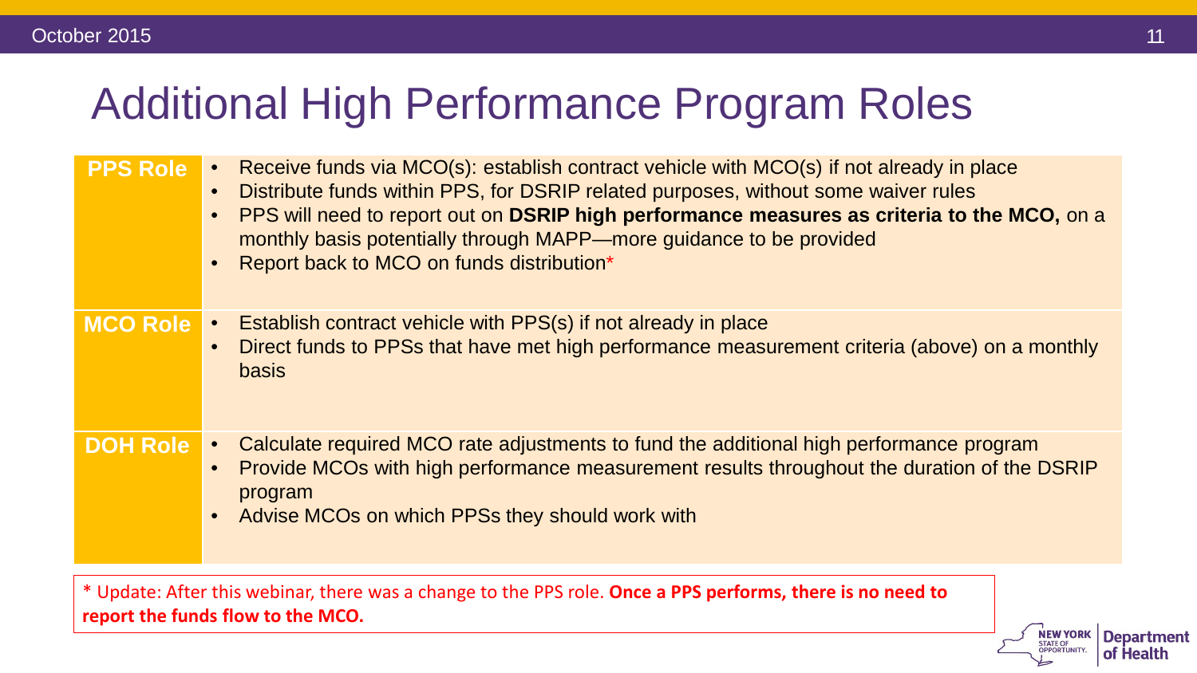# Additional High Performance Program Roles

| Role | Responsibilities |
| --- | --- |
| **PPS Role** | • Receive funds via MCO(s): establish contract vehicle with MCO(s) if not already in place<br>• Distribute funds within PPS, for DSRIP related purposes, without some waiver rules<br>• PPS will need to report out on **DSRIP high performance measures as criteria to the MCO,** on a monthly basis potentially through MAPP—more guidance to be provided<br>• Report back to MCO on funds distribution* |
| **MCO Role** | • Establish contract vehicle with PPS(s) if not already in place<br>• Direct funds to PPSs that have met high performance measurement criteria (above) on a monthly basis |
| **DOH Role** | • Calculate required MCO rate adjustments to fund the additional high performance program<br>• Provide MCOs with high performance measurement results throughout the duration of the DSRIP program<br>• Advise MCOs on which PPSs they should work with |

* Update: After this webinar, there was a change to the PPS role. **Once a PPS performs, there is no need to report the funds flow to the MCO.**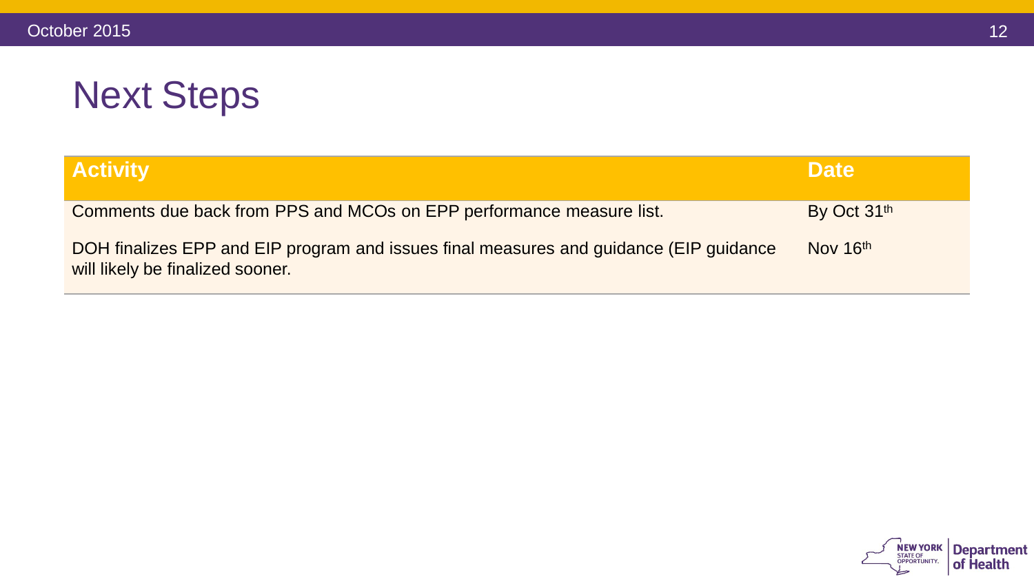# Next Steps

| Activity | Date |
| --- | --- |
| Comments due back from PPS and MCOs on EPP performance measure list. | By Oct 31th |
| DOH finalizes EPP and EIP program and issues final measures and guidance (EIP guidance will likely be finalized sooner. | Nov 16th |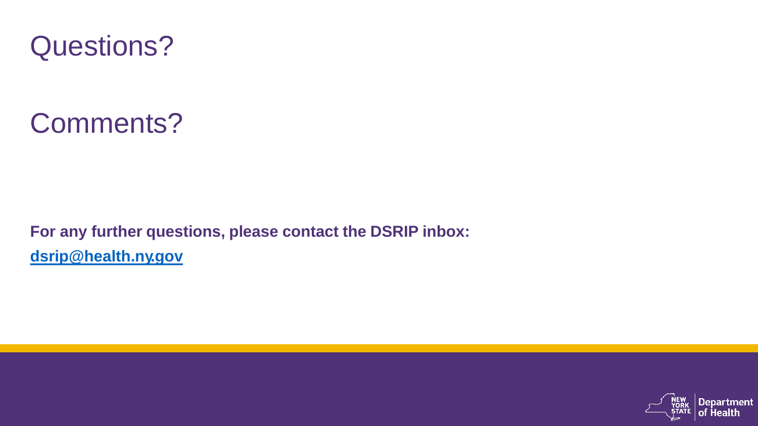# Questions?

# Comments?

**For any further questions, please contact the DSRIP inbox:**

**dsrip@health.ny.gov**

NEW YORK STATE | Department of Health